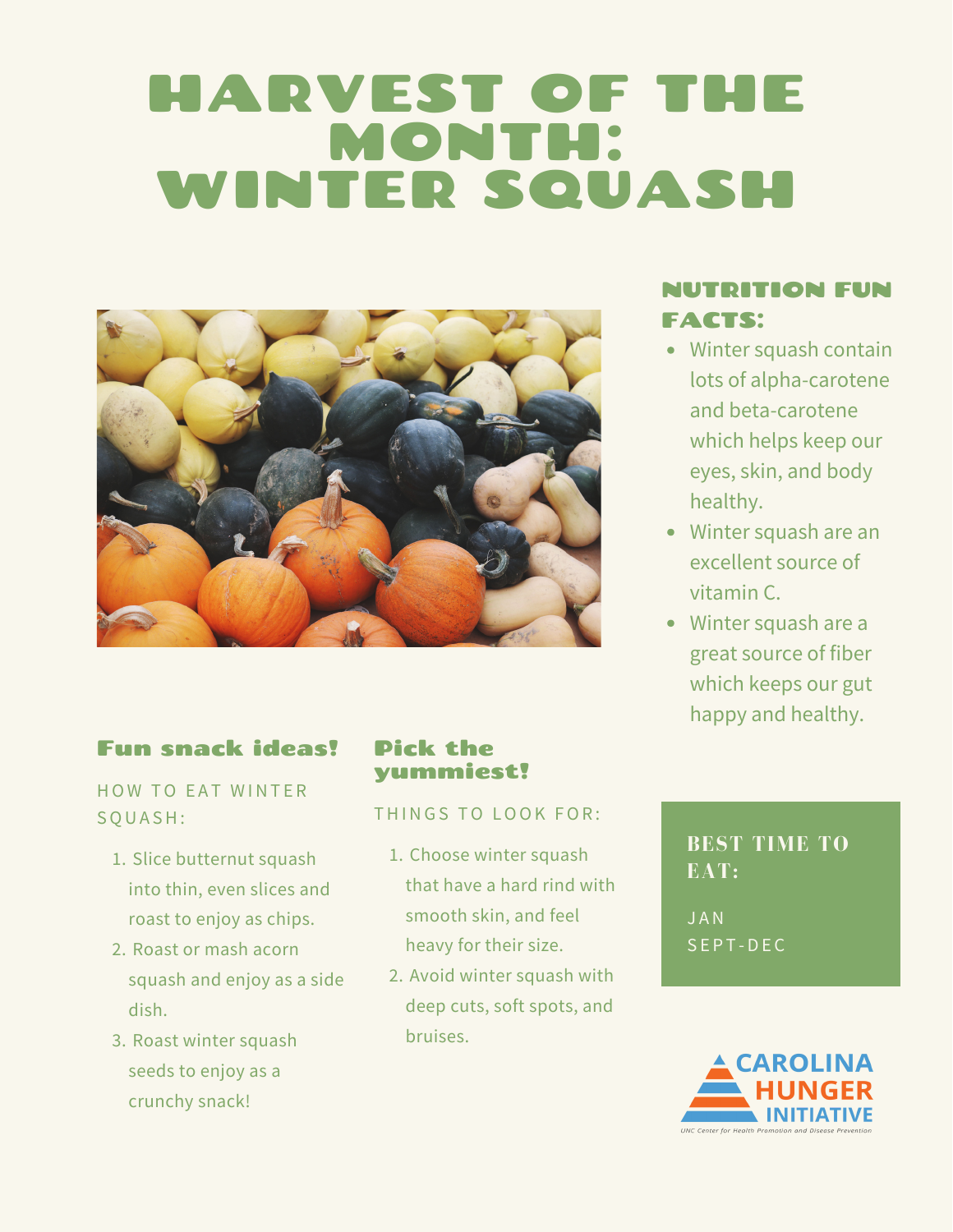# HARVEST OF THE MONTH: WINTER SQUASH

## NUTRITION FUN FACTS:

- Winter squash contain lots of alpha-carotene and beta-carotene which helps keep our eyes, skin, and body healthy.
- Winter squash are an excellent source of vitamin C.
- Winter squash are a great source of fiber which keeps our gut happy and healthy.

## Fun snack ideas!

HOW TO EAT WINTER SQUASH:

1. Slice butternut squash into thin, even slices and roast to enjoy as chips.
2. Roast or mash acorn squash and enjoy as a side dish.
3. Roast winter squash seeds to enjoy as a crunchy snack!

## Pick the yummiest!

THINGS TO LOOK FOR:

1. Choose winter squash that have a hard rind with smooth skin, and feel heavy for their size.
2. Avoid winter squash with deep cuts, soft spots, and bruises.

## BEST TIME TO EAT:

JAN
SEPT-DEC

CAROLINA HUNGER INITIATIVE
UNC Center for Health Promotion and Disease Prevention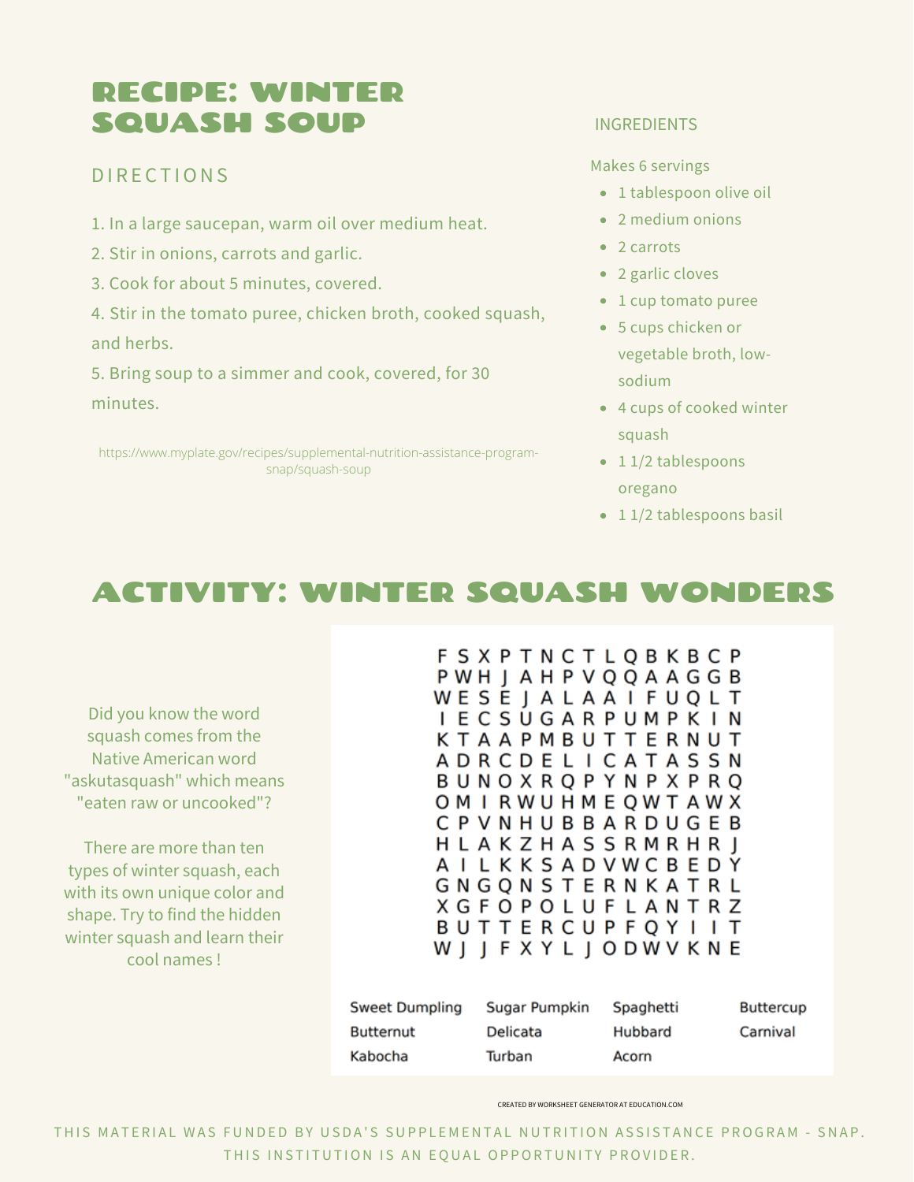# RECIPE: WINTER SQUASH SOUP

## DIRECTIONS

1. In a large saucepan, warm oil over medium heat.
2. Stir in onions, carrots and garlic.
3. Cook for about 5 minutes, covered.
4. Stir in the tomato puree, chicken broth, cooked squash, and herbs.
5. Bring soup to a simmer and cook, covered, for 30 minutes.

https://www.myplate.gov/recipes/supplemental-nutrition-assistance-program-snap/squash-soup

## INGREDIENTS

Makes 6 servings

- 1 tablespoon olive oil
- 2 medium onions
- 2 carrots
- 2 garlic cloves
- 1 cup tomato puree
- 5 cups chicken or vegetable broth, low-sodium
- 4 cups of cooked winter squash
- 1 1/2 tablespoons oregano
- 1 1/2 tablespoons basil

# ACTIVITY: WINTER SQUASH WONDERS

Did you know the word squash comes from the Native American word "askutasquash" which means "eaten raw or uncooked"?

There are more than ten types of winter squash, each with its own unique color and shape. Try to find the hidden winter squash and learn their cool names !

```
F S X P T N C T L Q B K B C P
P W H J A H P V Q Q A A G G B
W E S E J A L A A I F U Q L T
I E C S U G A R P U M P K I N
K T A A P M B U T T E R N U T
A D R C D E L I C A T A S S N
B U N O X R Q P Y N P X P R Q
O M I R W U H M E Q W T A W X
C P V N H U B B A R D U G E B
H L A K Z H A S S R M R H R J
A I L K K S A D V W C B E D Y
G N G Q N S T E R N K A T R L
X G F O P O L U F L A N T R Z
B U T T E R C U P F Q Y I I T
W J J F X Y L J O D W V K N E
```

| | | | |
|---|---|---|---|
| Sweet Dumpling | Sugar Pumpkin | Spaghetti | Buttercup |
| Butternut | Delicata | Hubbard | Carnival |
| Kabocha | Turban | Acorn | |

CREATED BY WORKSHEET GENERATOR AT EDUCATION.COM

THIS MATERIAL WAS FUNDED BY USDA'S SUPPLEMENTAL NUTRITION ASSISTANCE PROGRAM - SNAP. THIS INSTITUTION IS AN EQUAL OPPORTUNITY PROVIDER.